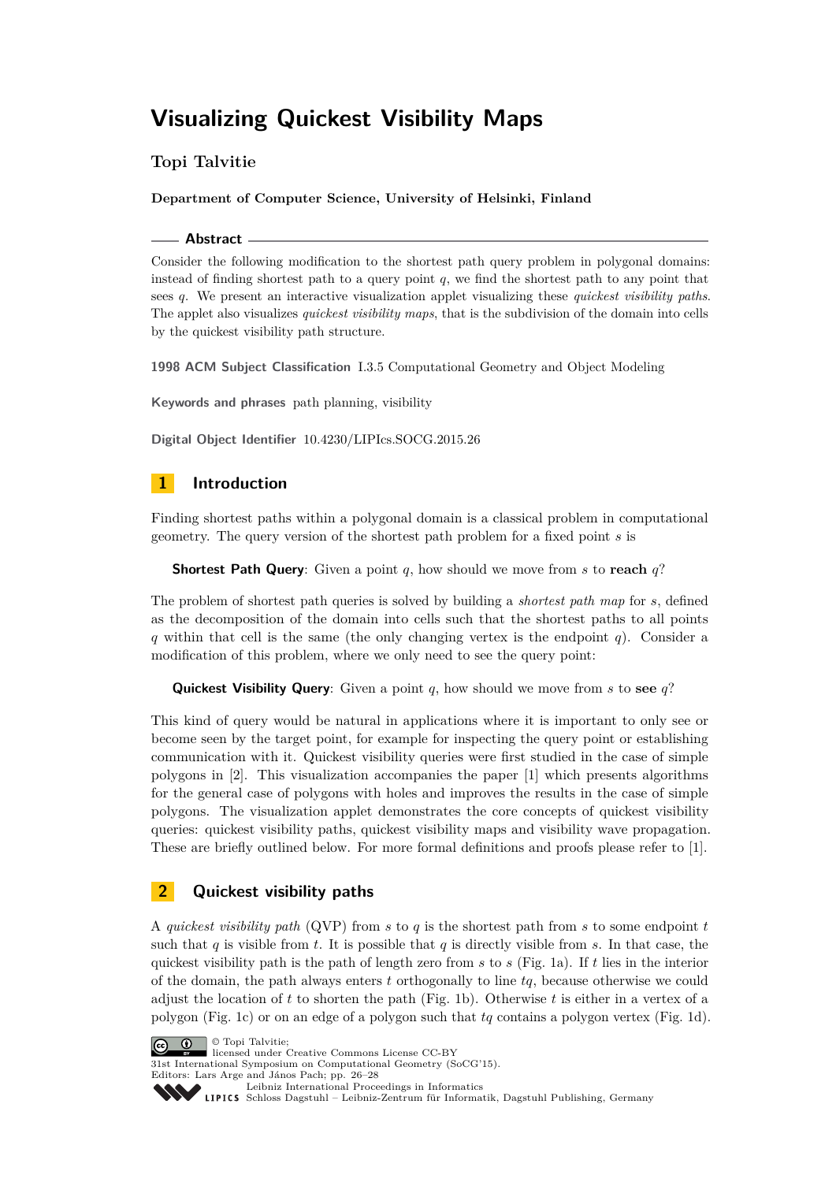# Visualizing Quickest Visibility Maps

**Topi Talvitie**

**Department of Computer Science, University of Helsinki, Finland**

## Abstract

Consider the following modification to the shortest path query problem in polygonal domains: instead of finding shortest path to a query point $q$, we find the shortest path to any point that sees $q$. We present an interactive visualization applet visualizing these *quickest visibility paths*. The applet also visualizes *quickest visibility maps*, that is the subdivision of the domain into cells by the quickest visibility path structure.

**1998 ACM Subject Classification** I.3.5 Computational Geometry and Object Modeling

**Keywords and phrases** path planning, visibility

**Digital Object Identifier** 10.4230/LIPIcs.SOCG.2015.26

## 1 Introduction

Finding shortest paths within a polygonal domain is a classical problem in computational geometry. The query version of the shortest path problem for a fixed point $s$ is

> **Shortest Path Query**: Given a point $q$, how should we move from $s$ to **reach** $q$?

The problem of shortest path queries is solved by building a *shortest path map* for $s$, defined as the decomposition of the domain into cells such that the shortest paths to all points $q$ within that cell is the same (the only changing vertex is the endpoint $q$). Consider a modification of this problem, where we only need to see the query point:

> **Quickest Visibility Query**: Given a point $q$, how should we move from $s$ to **see** $q$?

This kind of query would be natural in applications where it is important to only see or become seen by the target point, for example for inspecting the query point or establishing communication with it. Quickest visibility queries were first studied in the case of simple polygons in [2]. This visualization accompanies the paper [1] which presents algorithms for the general case of polygons with holes and improves the results in the case of simple polygons. The visualization applet demonstrates the core concepts of quickest visibility queries: quickest visibility paths, quickest visibility maps and visibility wave propagation. These are briefly outlined below. For more formal definitions and proofs please refer to [1].

## 2 Quickest visibility paths

A *quickest visibility path* (QVP) from $s$ to $q$ is the shortest path from $s$ to some endpoint $t$ such that $q$ is visible from $t$. It is possible that $q$ is directly visible from $s$. In that case, the quickest visibility path is the path of length zero from $s$ to $s$ (Fig. 1a). If $t$ lies in the interior of the domain, the path always enters $t$ orthogonally to line $tq$, because otherwise we could adjust the location of $t$ to shorten the path (Fig. 1b). Otherwise $t$ is either in a vertex of a polygon (Fig. 1c) or on an edge of a polygon such that $tq$ contains a polygon vertex (Fig. 1d).

© Topi Talvitie;
licensed under Creative Commons License CC-BY
31st International Symposium on Computational Geometry (SoCG'15).
Editors: Lars Arge and János Pach; pp. 26–28
Leibniz International Proceedings in Informatics
Schloss Dagstuhl – Leibniz-Zentrum für Informatik, Dagstuhl Publishing, Germany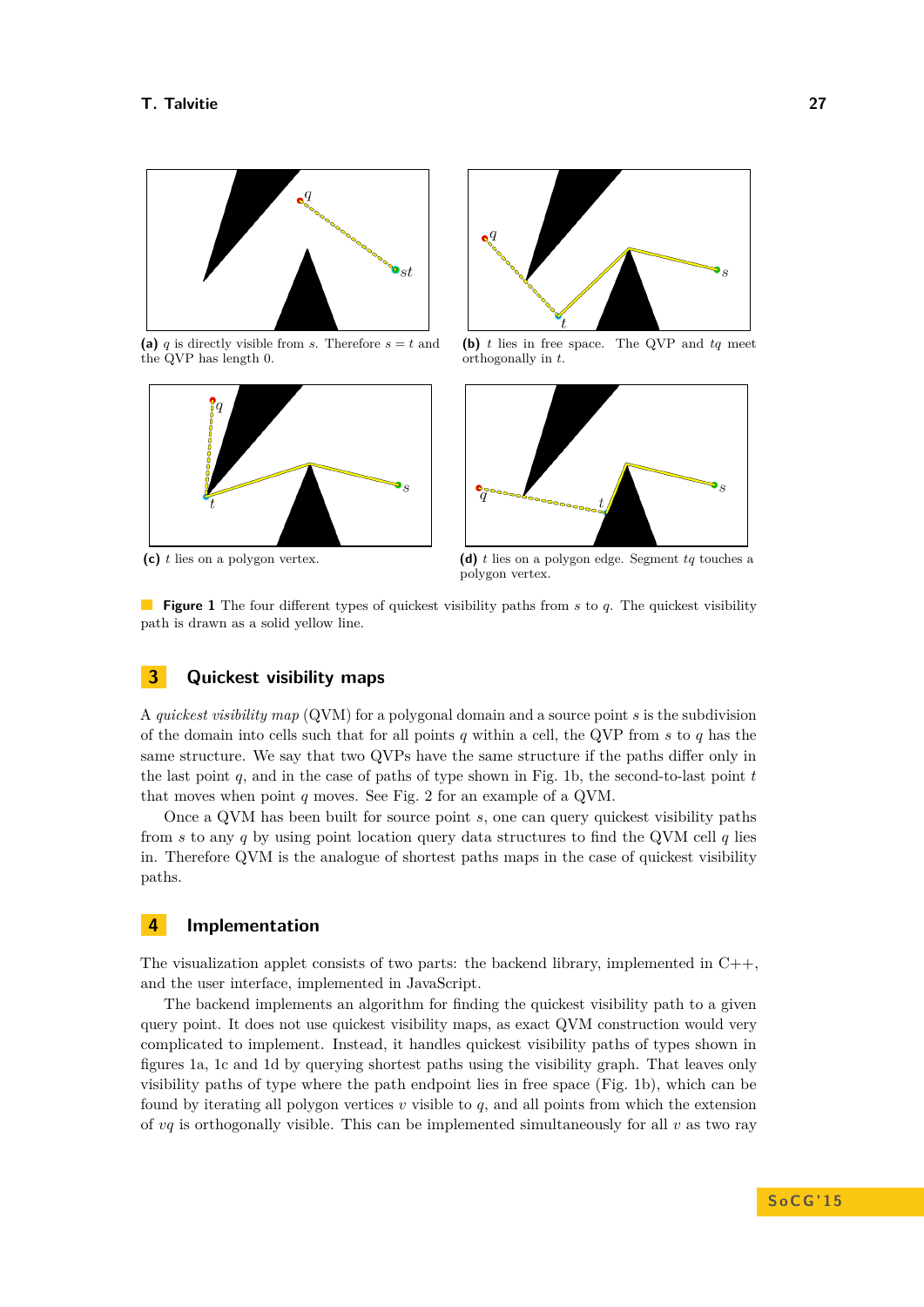**(a)** $q$ is directly visible from $s$. Therefore $s = t$ and the QVP has length 0.

**(b)** $t$ lies in free space. The QVP and $tq$ meet orthogonally in $t$.

**(c)** $t$ lies on a polygon vertex.

**(d)** $t$ lies on a polygon edge. Segment $tq$ touches a polygon vertex.

**Figure 1** The four different types of quickest visibility paths from $s$ to $q$. The quickest visibility path is drawn as a solid yellow line.

## 3 Quickest visibility maps

A *quickest visibility map* (QVM) for a polygonal domain and a source point $s$ is the subdivision of the domain into cells such that for all points $q$ within a cell, the QVP from $s$ to $q$ has the same structure. We say that two QVPs have the same structure if the paths differ only in the last point $q$, and in the case of paths of type shown in Fig. 1b, the second-to-last point $t$ that moves when point $q$ moves. See Fig. 2 for an example of a QVM.

Once a QVM has been built for source point $s$, one can query quickest visibility paths from $s$ to any $q$ by using point location query data structures to find the QVM cell $q$ lies in. Therefore QVM is the analogue of shortest paths maps in the case of quickest visibility paths.

## 4 Implementation

The visualization applet consists of two parts: the backend library, implemented in C++, and the user interface, implemented in JavaScript.

The backend implements an algorithm for finding the quickest visibility path to a given query point. It does not use quickest visibility maps, as exact QVM construction would very complicated to implement. Instead, it handles quickest visibility paths of types shown in figures 1a, 1c and 1d by querying shortest paths using the visibility graph. That leaves only visibility paths of type where the path endpoint lies in free space (Fig. 1b), which can be found by iterating all polygon vertices $v$ visible to $q$, and all points from which the extension of $vq$ is orthogonally visible. This can be implemented simultaneously for all $v$ as two ray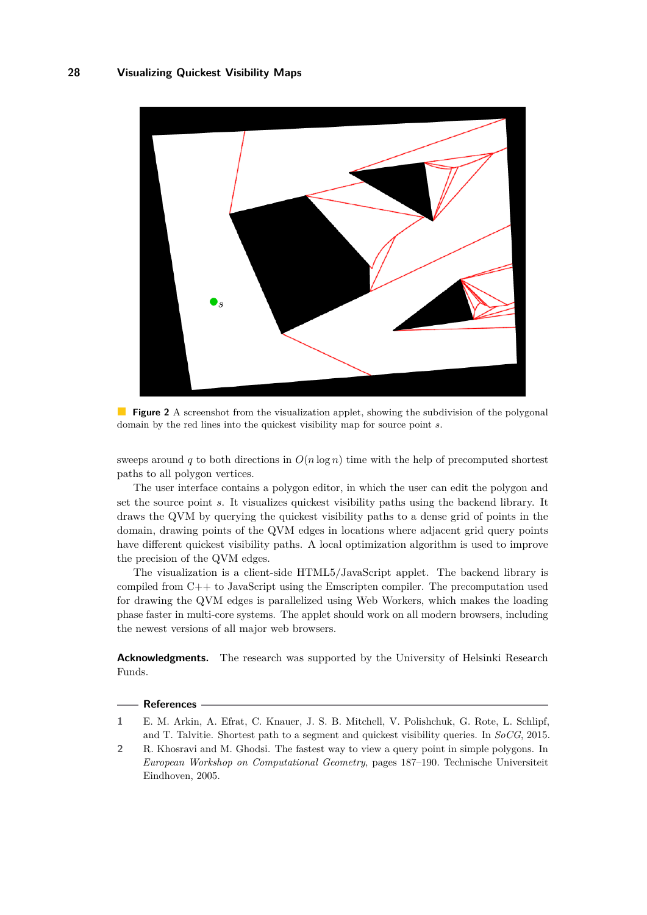**Figure 2** A screenshot from the visualization applet, showing the subdivision of the polygonal domain by the red lines into the quickest visibility map for source point $s$.

sweeps around $q$ to both directions in $O(n \log n)$ time with the help of precomputed shortest paths to all polygon vertices.

The user interface contains a polygon editor, in which the user can edit the polygon and set the source point $s$. It visualizes quickest visibility paths using the backend library. It draws the QVM by querying the quickest visibility paths to a dense grid of points in the domain, drawing points of the QVM edges in locations where adjacent grid query points have different quickest visibility paths. A local optimization algorithm is used to improve the precision of the QVM edges.

The visualization is a client-side HTML5/JavaScript applet. The backend library is compiled from C++ to JavaScript using the Emscripten compiler. The precomputation used for drawing the QVM edges is parallelized using Web Workers, which makes the loading phase faster in multi-core systems. The applet should work on all modern browsers, including the newest versions of all major web browsers.

**Acknowledgments.** The research was supported by the University of Helsinki Research Funds.

## References

1. E. M. Arkin, A. Efrat, C. Knauer, J. S. B. Mitchell, V. Polishchuk, G. Rote, L. Schlipf, and T. Talvitie. Shortest path to a segment and quickest visibility queries. In *SoCG*, 2015.
2. R. Khosravi and M. Ghodsi. The fastest way to view a query point in simple polygons. In *European Workshop on Computational Geometry*, pages 187–190. Technische Universiteit Eindhoven, 2005.